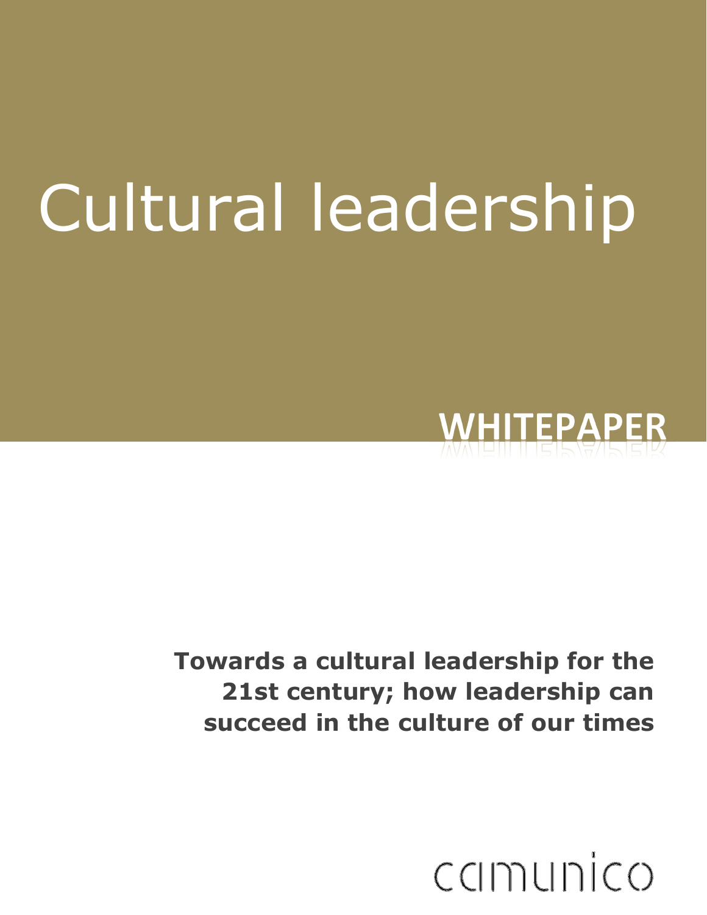# Cultural leadership

**WHITEPAPER**

**Towards a cultural leadership for the 21st century; how leadership can succeed in the culture of our times**

camunico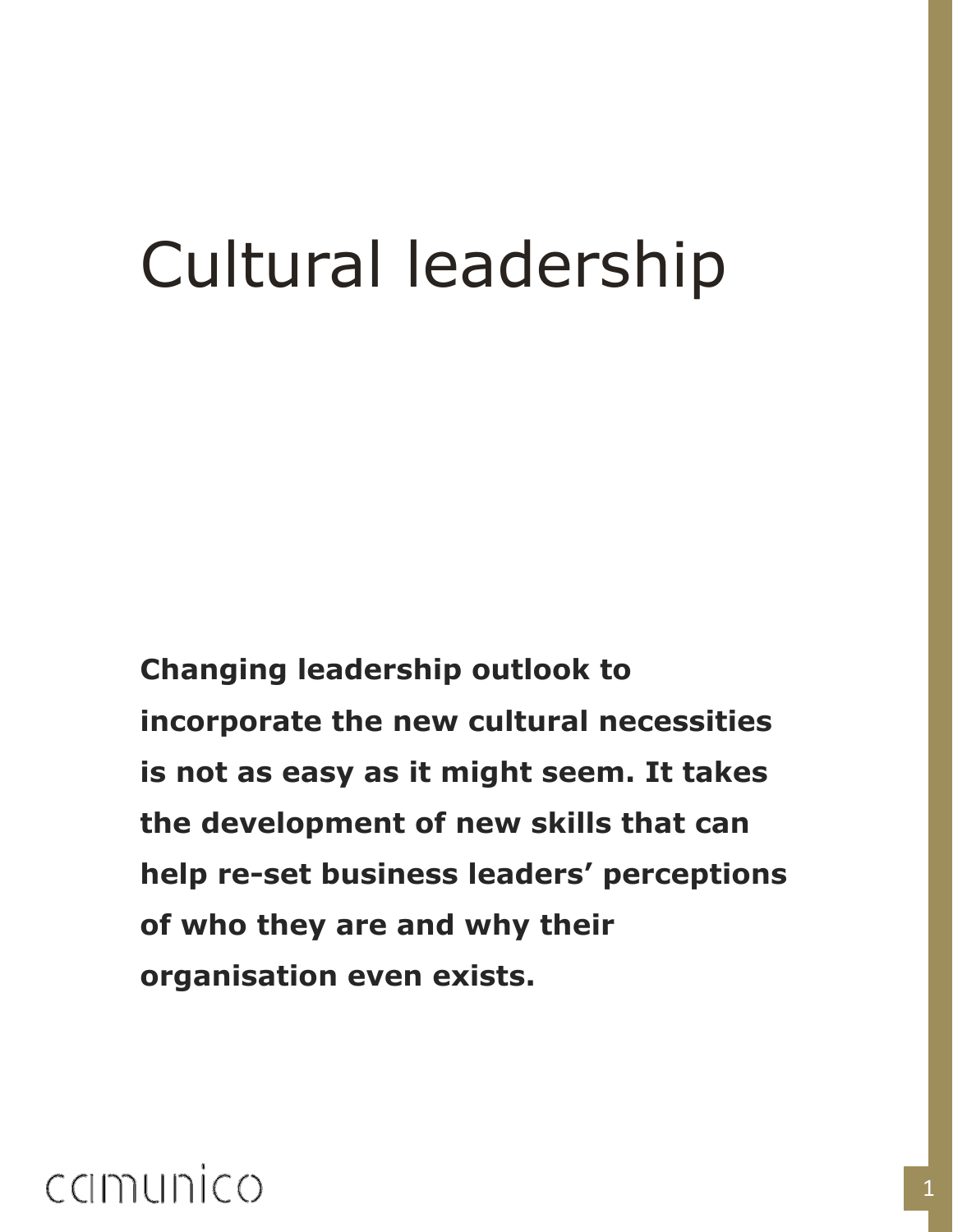# Cultural leadership

**Changing leadership outlook to incorporate the new cultural necessities is not as easy as it might seem. It takes the development of new skills that can help re-set business leaders' perceptions of who they are and why their organisation even exists.**

camunico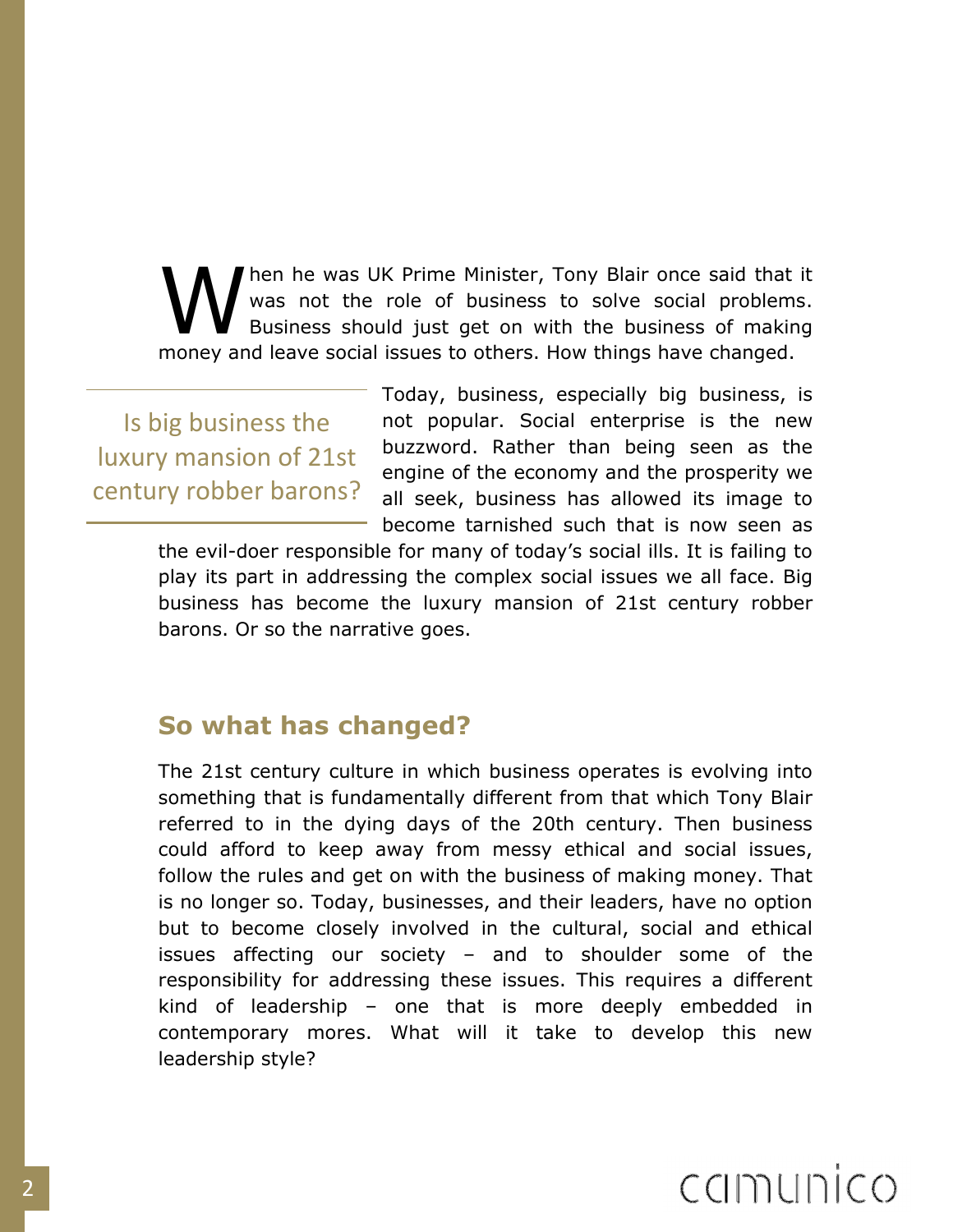When he was UK Prime Minister, Tony Blair once said that it was not the role of business to solve social problems. Business should just get on with the business of making money and leave social issues to others. How things have changed.

> Is big business the luxury mansion of 21st century robber barons?

Today, business, especially big business, is not popular. Social enterprise is the new buzzword. Rather than being seen as the engine of the economy and the prosperity we all seek, business has allowed its image to become tarnished such that is now seen as the evil-doer responsible for many of today's social ills. It is failing to play its part in addressing the complex social issues we all face. Big business has become the luxury mansion of 21st century robber barons. Or so the narrative goes.

## So what has changed?

The 21st century culture in which business operates is evolving into something that is fundamentally different from that which Tony Blair referred to in the dying days of the 20th century. Then business could afford to keep away from messy ethical and social issues, follow the rules and get on with the business of making money. That is no longer so. Today, businesses, and their leaders, have no option but to become closely involved in the cultural, social and ethical issues affecting our society – and to shoulder some of the responsibility for addressing these issues. This requires a different kind of leadership – one that is more deeply embedded in contemporary mores. What will it take to develop this new leadership style?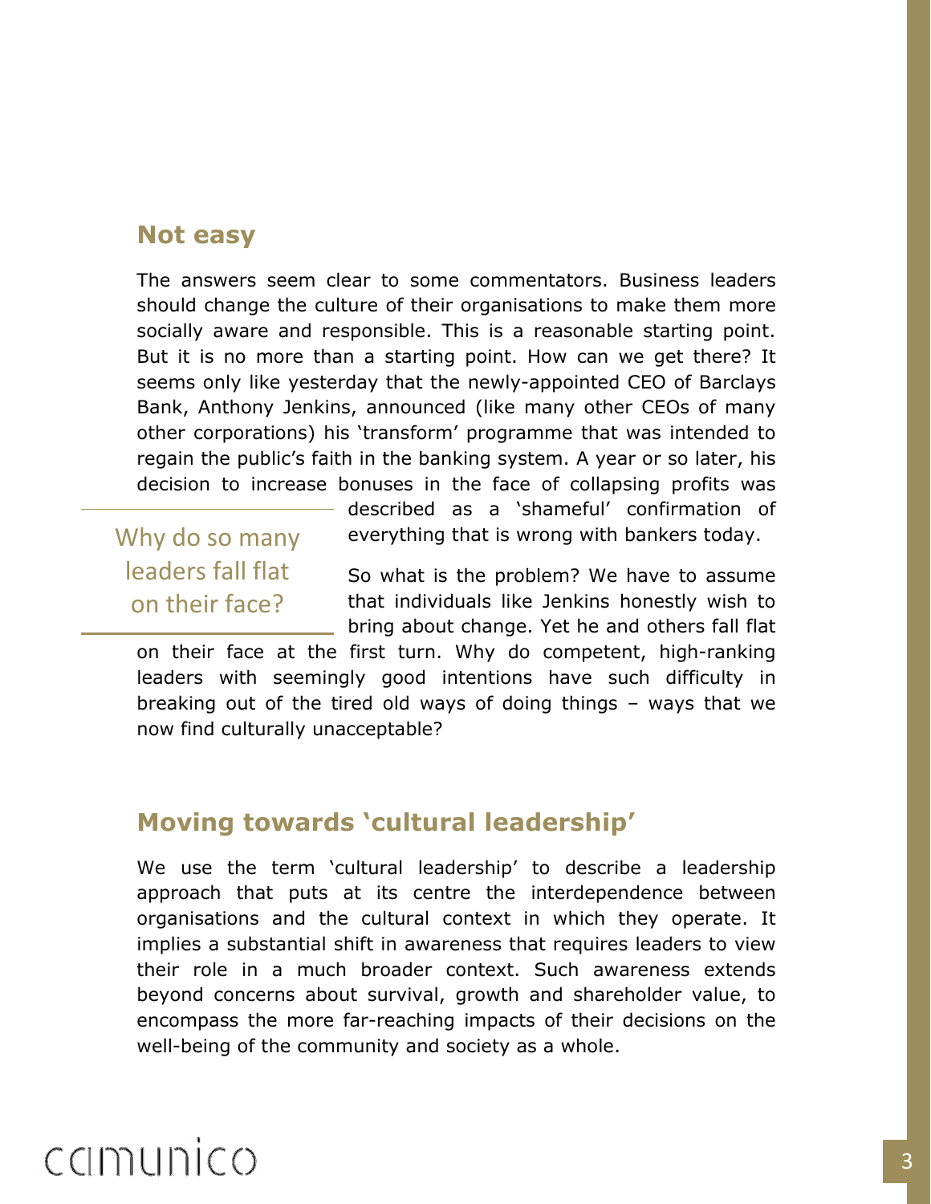## Not easy

The answers seem clear to some commentators. Business leaders should change the culture of their organisations to make them more socially aware and responsible. This is a reasonable starting point. But it is no more than a starting point. How can we get there? It seems only like yesterday that the newly-appointed CEO of Barclays Bank, Anthony Jenkins, announced (like many other CEOs of many other corporations) his 'transform' programme that was intended to regain the public's faith in the banking system. A year or so later, his decision to increase bonuses in the face of collapsing profits was described as a 'shameful' confirmation of everything that is wrong with bankers today.

> Why do so many leaders fall flat on their face?

So what is the problem? We have to assume that individuals like Jenkins honestly wish to bring about change. Yet he and others fall flat on their face at the first turn. Why do competent, high-ranking leaders with seemingly good intentions have such difficulty in breaking out of the tired old ways of doing things – ways that we now find culturally unacceptable?

## Moving towards 'cultural leadership'

We use the term 'cultural leadership' to describe a leadership approach that puts at its centre the interdependence between organisations and the cultural context in which they operate. It implies a substantial shift in awareness that requires leaders to view their role in a much broader context. Such awareness extends beyond concerns about survival, growth and shareholder value, to encompass the more far-reaching impacts of their decisions on the well-being of the community and society as a whole.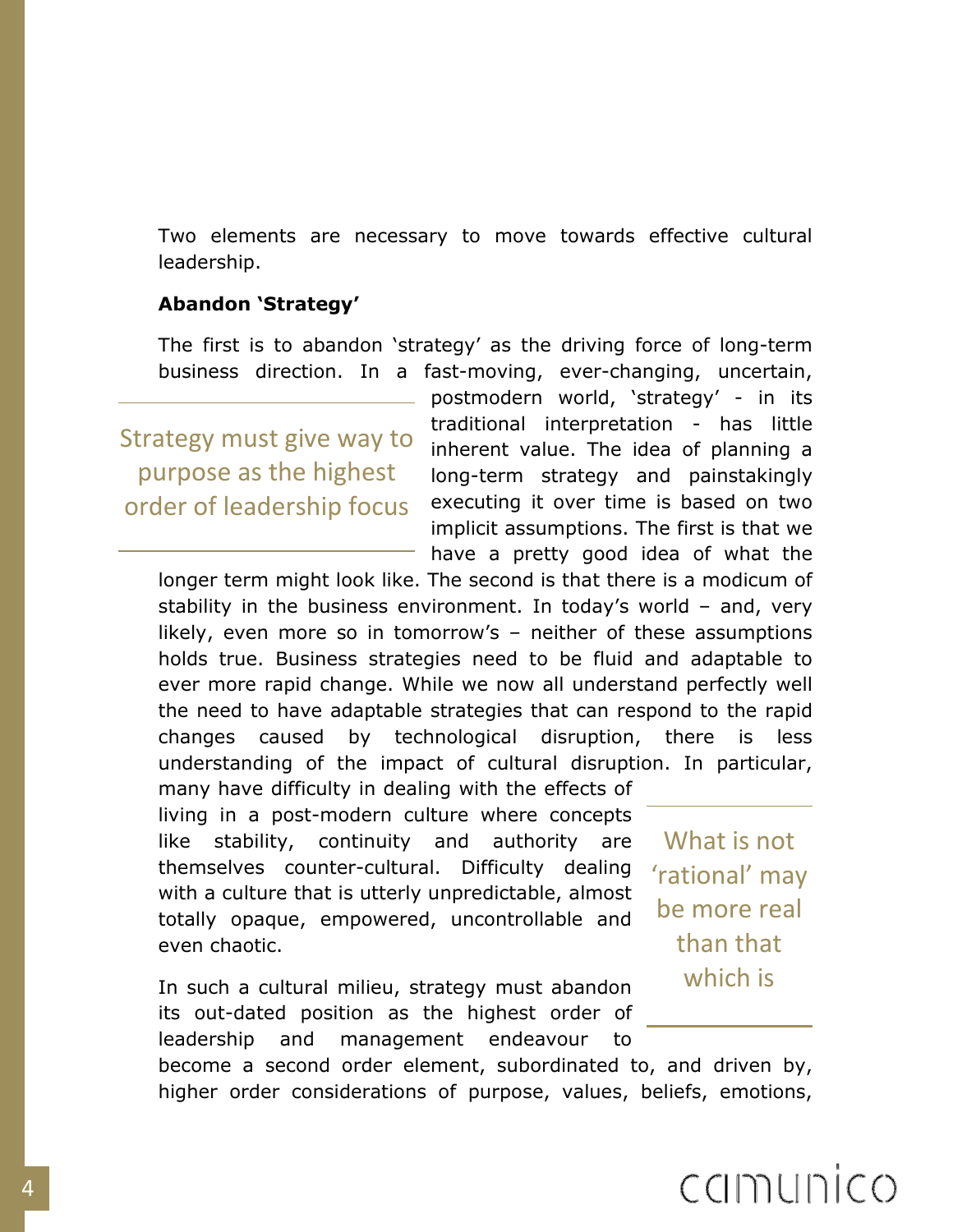Two elements are necessary to move towards effective cultural leadership.

**Abandon 'Strategy'**

The first is to abandon 'strategy' as the driving force of long-term business direction. In a fast-moving, ever-changing, uncertain, postmodern world, 'strategy' - in its traditional interpretation - has little inherent value. The idea of planning a long-term strategy and painstakingly executing it over time is based on two implicit assumptions. The first is that we have a pretty good idea of what the longer term might look like. The second is that there is a modicum of stability in the business environment. In today's world – and, very likely, even more so in tomorrow's – neither of these assumptions holds true. Business strategies need to be fluid and adaptable to ever more rapid change. While we now all understand perfectly well the need to have adaptable strategies that can respond to the rapid changes caused by technological disruption, there is less understanding of the impact of cultural disruption. In particular, many have difficulty in dealing with the effects of living in a post-modern culture where concepts like stability, continuity and authority are themselves counter-cultural. Difficulty dealing with a culture that is utterly unpredictable, almost totally opaque, empowered, uncontrollable and even chaotic.

> Strategy must give way to purpose as the highest order of leadership focus

> What is not 'rational' may be more real than that which is

In such a cultural milieu, strategy must abandon its out-dated position as the highest order of leadership and management endeavour to become a second order element, subordinated to, and driven by, higher order considerations of purpose, values, beliefs, emotions,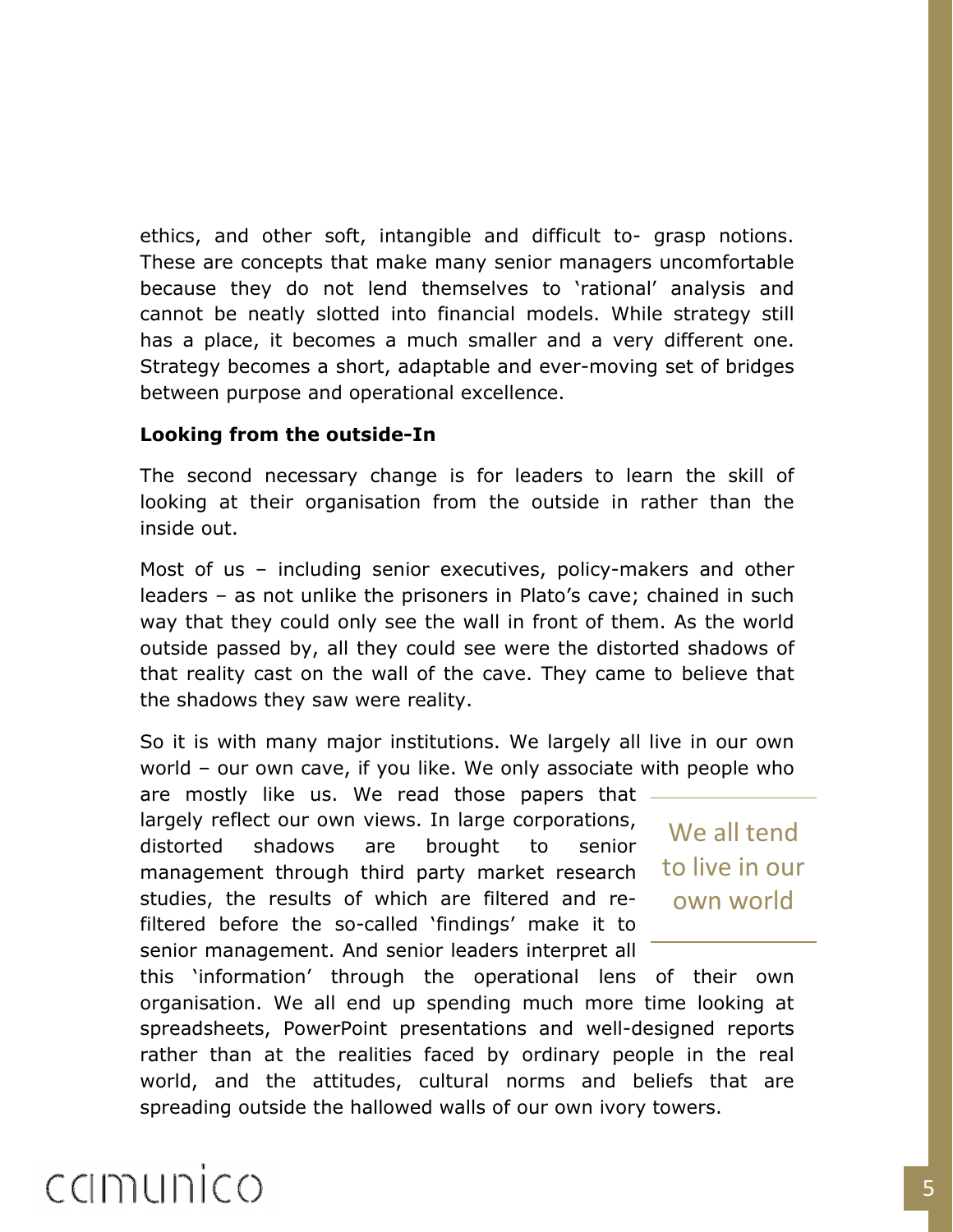ethics, and other soft, intangible and difficult to- grasp notions. These are concepts that make many senior managers uncomfortable because they do not lend themselves to 'rational' analysis and cannot be neatly slotted into financial models. While strategy still has a place, it becomes a much smaller and a very different one. Strategy becomes a short, adaptable and ever-moving set of bridges between purpose and operational excellence.

**Looking from the outside-In**

The second necessary change is for leaders to learn the skill of looking at their organisation from the outside in rather than the inside out.

Most of us – including senior executives, policy-makers and other leaders – as not unlike the prisoners in Plato's cave; chained in such way that they could only see the wall in front of them. As the world outside passed by, all they could see were the distorted shadows of that reality cast on the wall of the cave. They came to believe that the shadows they saw were reality.

So it is with many major institutions. We largely all live in our own world – our own cave, if you like. We only associate with people who are mostly like us. We read those papers that largely reflect our own views. In large corporations, distorted shadows are brought to senior management through third party market research studies, the results of which are filtered and re-filtered before the so-called 'findings' make it to senior management. And senior leaders interpret all this 'information' through the operational lens of their own organisation. We all end up spending much more time looking at spreadsheets, PowerPoint presentations and well-designed reports rather than at the realities faced by ordinary people in the real world, and the attitudes, cultural norms and beliefs that are spreading outside the hallowed walls of our own ivory towers.

> We all tend to live in our own world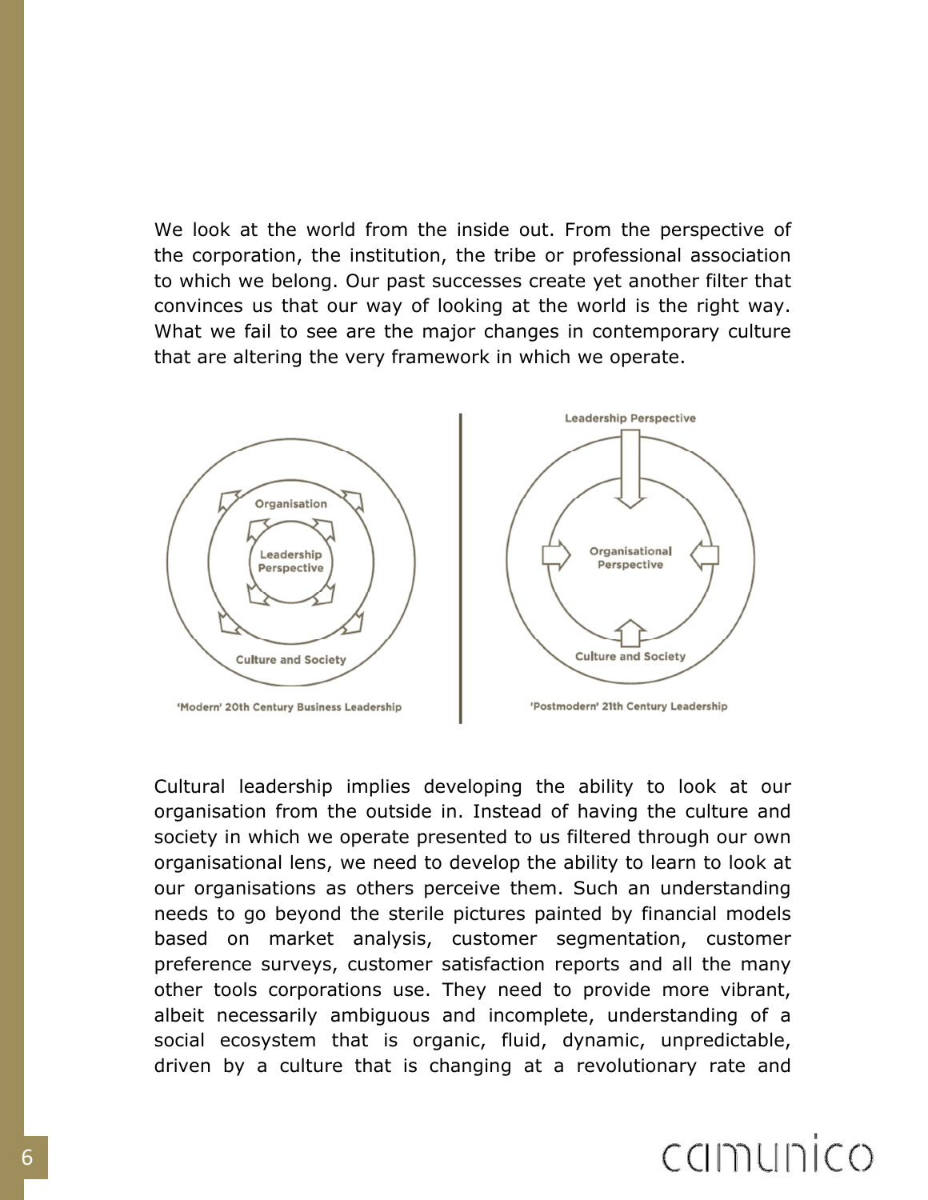We look at the world from the inside out. From the perspective of the corporation, the institution, the tribe or professional association to which we belong. Our past successes create yet another filter that convinces us that our way of looking at the world is the right way. What we fail to see are the major changes in contemporary culture that are altering the very framework in which we operate.

'Modern' 20th Century Business Leadership

'Postmodern' 21th Century Leadership

Cultural leadership implies developing the ability to look at our organisation from the outside in. Instead of having the culture and society in which we operate presented to us filtered through our own organisational lens, we need to develop the ability to learn to look at our organisations as others perceive them. Such an understanding needs to go beyond the sterile pictures painted by financial models based on market analysis, customer segmentation, customer preference surveys, customer satisfaction reports and all the many other tools corporations use. They need to provide more vibrant, albeit necessarily ambiguous and incomplete, understanding of a social ecosystem that is organic, fluid, dynamic, unpredictable, driven by a culture that is changing at a revolutionary rate and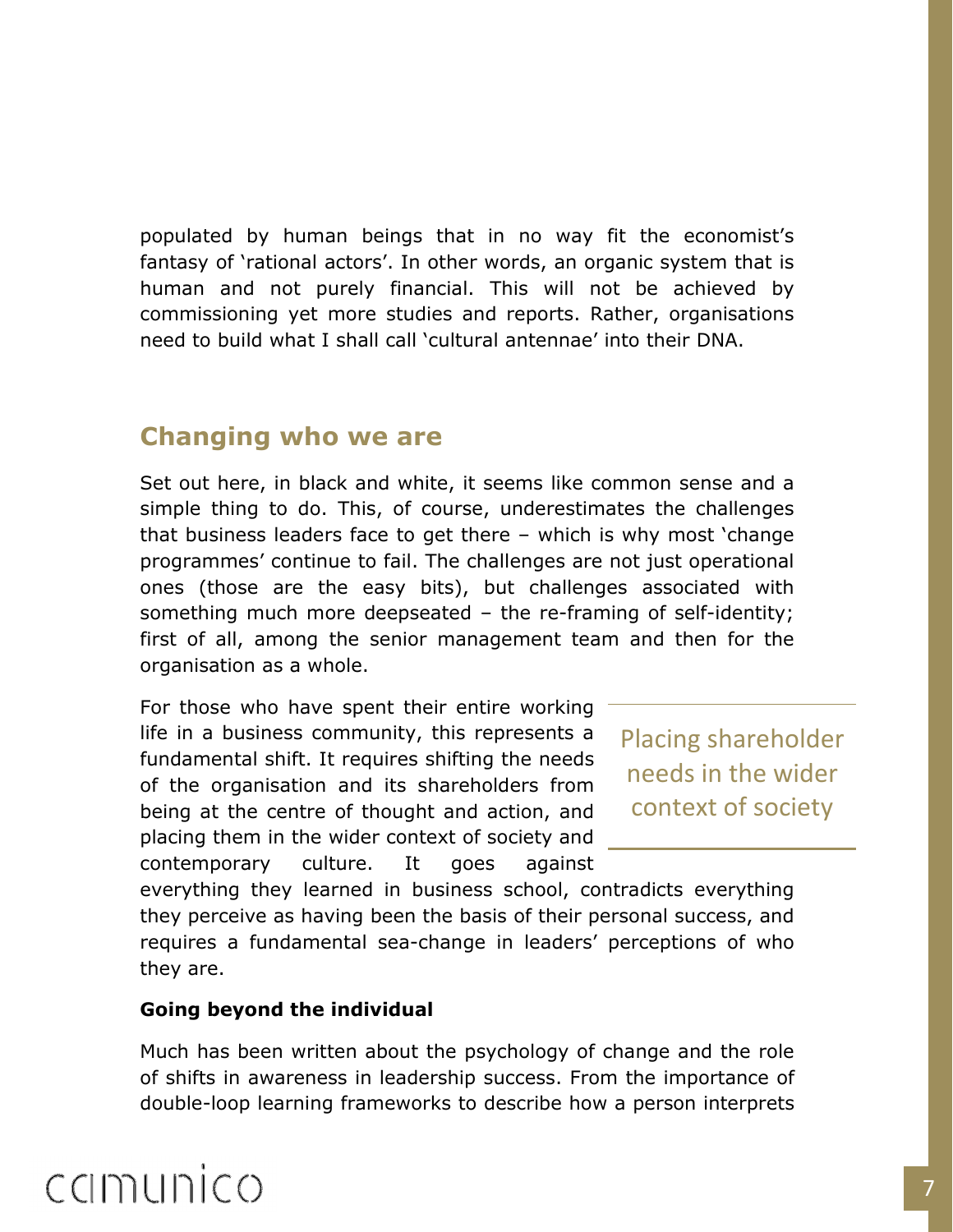populated by human beings that in no way fit the economist's fantasy of 'rational actors'. In other words, an organic system that is human and not purely financial. This will not be achieved by commissioning yet more studies and reports. Rather, organisations need to build what I shall call 'cultural antennae' into their DNA.

## Changing who we are

Set out here, in black and white, it seems like common sense and a simple thing to do. This, of course, underestimates the challenges that business leaders face to get there – which is why most 'change programmes' continue to fail. The challenges are not just operational ones (those are the easy bits), but challenges associated with something much more deepseated – the re-framing of self-identity; first of all, among the senior management team and then for the organisation as a whole.

For those who have spent their entire working life in a business community, this represents a fundamental shift. It requires shifting the needs of the organisation and its shareholders from being at the centre of thought and action, and placing them in the wider context of society and contemporary culture. It goes against everything they learned in business school, contradicts everything they perceive as having been the basis of their personal success, and requires a fundamental sea-change in leaders' perceptions of who they are.

> Placing shareholder needs in the wider context of society

**Going beyond the individual**

Much has been written about the psychology of change and the role of shifts in awareness in leadership success. From the importance of double-loop learning frameworks to describe how a person interprets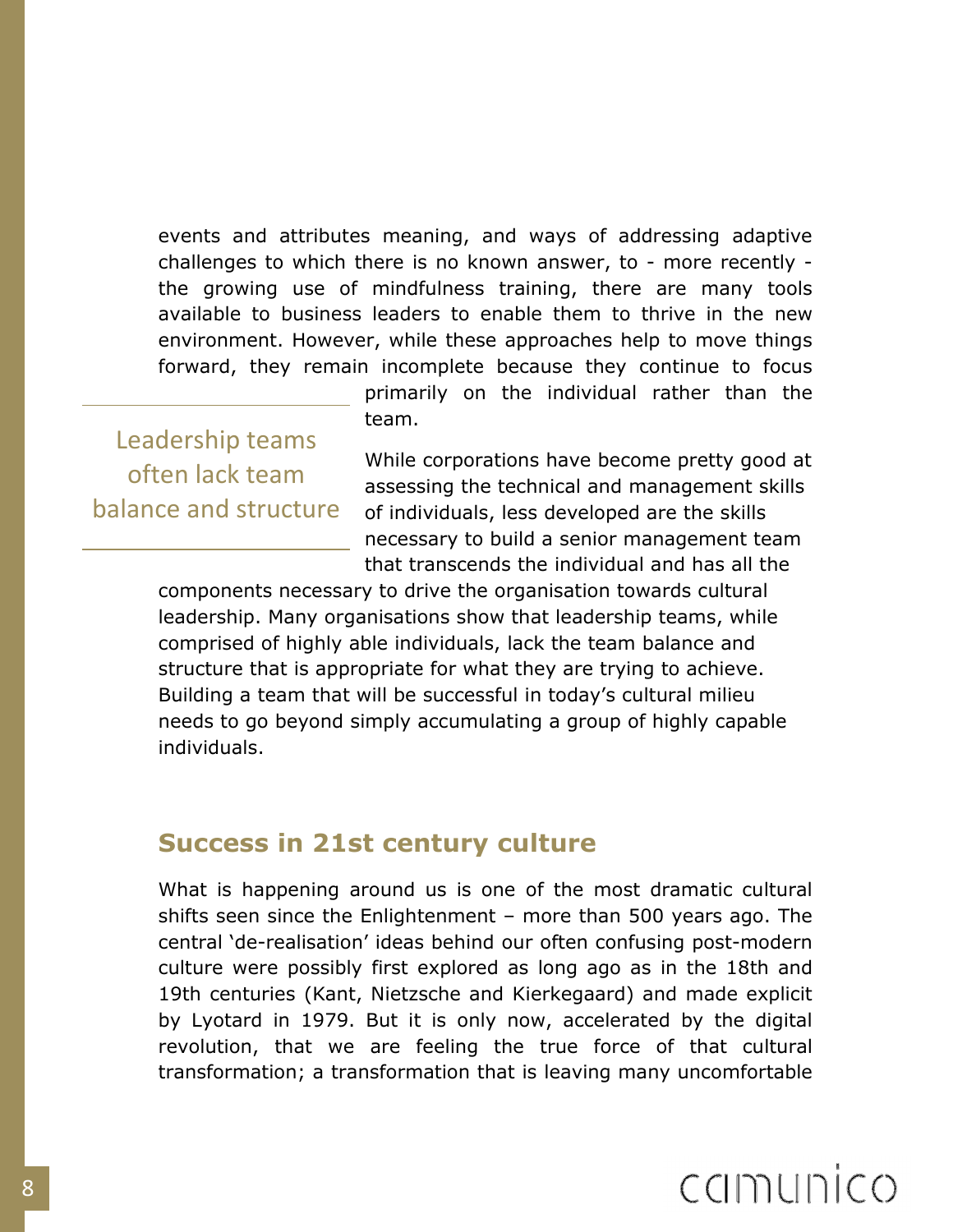events and attributes meaning, and ways of addressing adaptive challenges to which there is no known answer, to - more recently - the growing use of mindfulness training, there are many tools available to business leaders to enable them to thrive in the new environment. However, while these approaches help to move things forward, they remain incomplete because they continue to focus primarily on the individual rather than the team.

> Leadership teams often lack team balance and structure

While corporations have become pretty good at assessing the technical and management skills of individuals, less developed are the skills necessary to build a senior management team that transcends the individual and has all the components necessary to drive the organisation towards cultural leadership. Many organisations show that leadership teams, while comprised of highly able individuals, lack the team balance and structure that is appropriate for what they are trying to achieve. Building a team that will be successful in today's cultural milieu needs to go beyond simply accumulating a group of highly capable individuals.

## Success in 21st century culture

What is happening around us is one of the most dramatic cultural shifts seen since the Enlightenment – more than 500 years ago. The central 'de-realisation' ideas behind our often confusing post-modern culture were possibly first explored as long ago as in the 18th and 19th centuries (Kant, Nietzsche and Kierkegaard) and made explicit by Lyotard in 1979. But it is only now, accelerated by the digital revolution, that we are feeling the true force of that cultural transformation; a transformation that is leaving many uncomfortable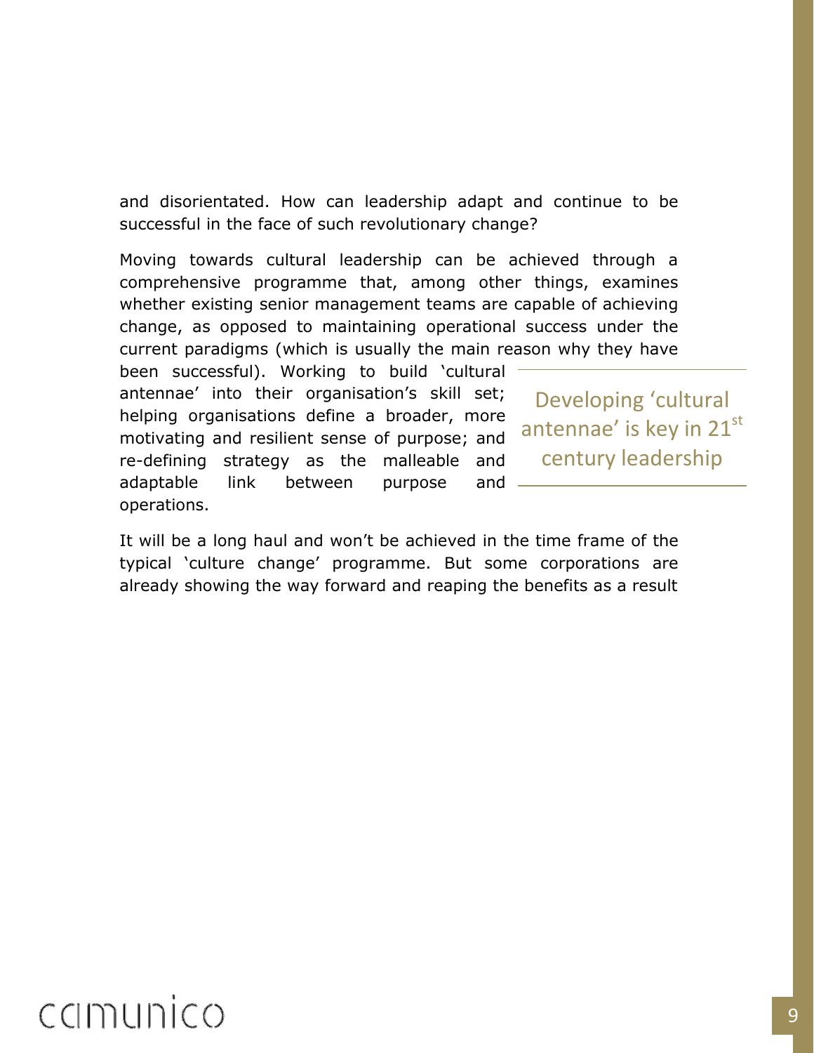and disorientated. How can leadership adapt and continue to be successful in the face of such revolutionary change?

Moving towards cultural leadership can be achieved through a comprehensive programme that, among other things, examines whether existing senior management teams are capable of achieving change, as opposed to maintaining operational success under the current paradigms (which is usually the main reason why they have been successful). Working to build 'cultural antennae' into their organisation's skill set; helping organisations define a broader, more motivating and resilient sense of purpose; and re-defining strategy as the malleable and adaptable link between purpose and operations.

> Developing 'cultural antennae' is key in 21st century leadership

It will be a long haul and won't be achieved in the time frame of the typical 'culture change' programme. But some corporations are already showing the way forward and reaping the benefits as a result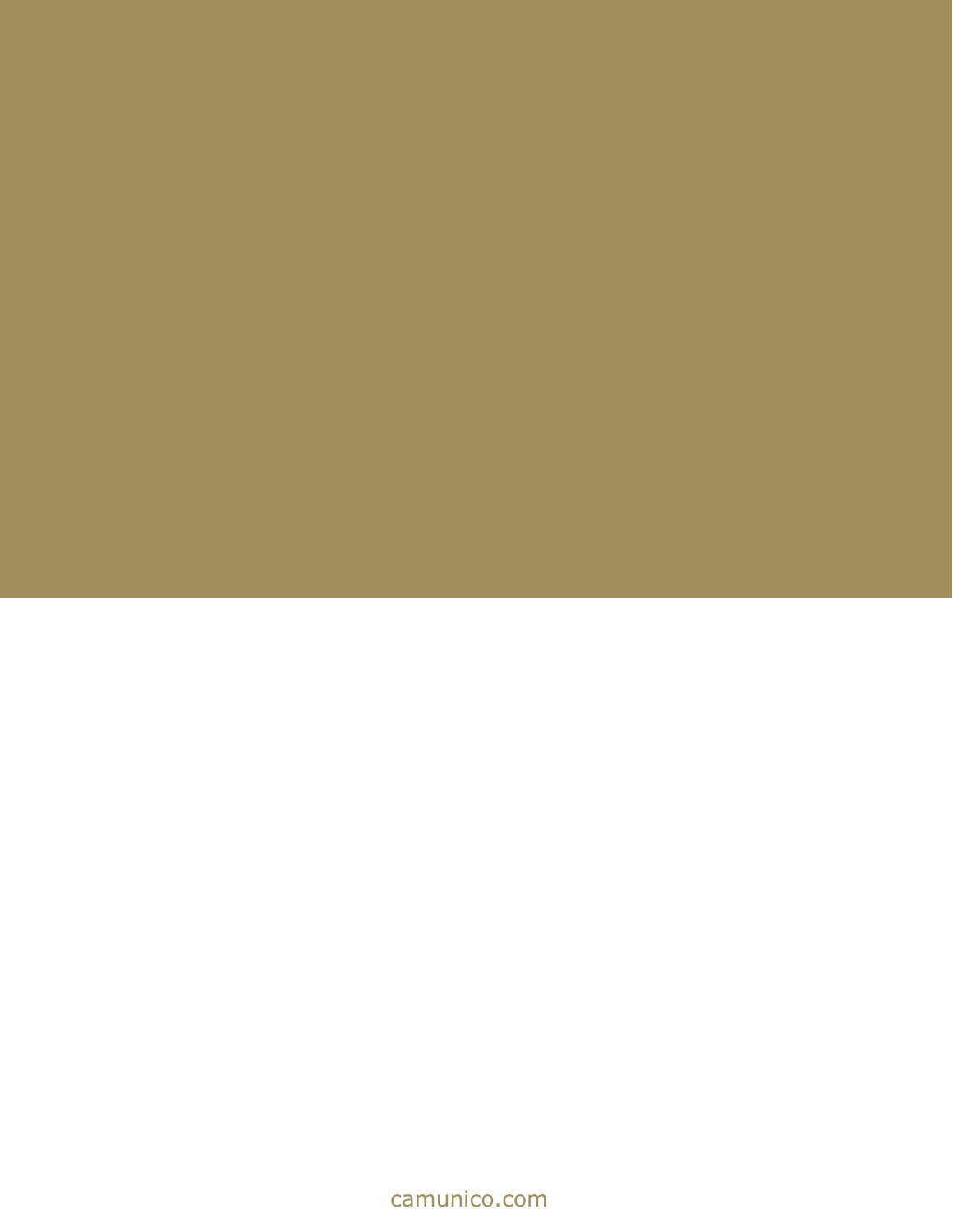camunico.com